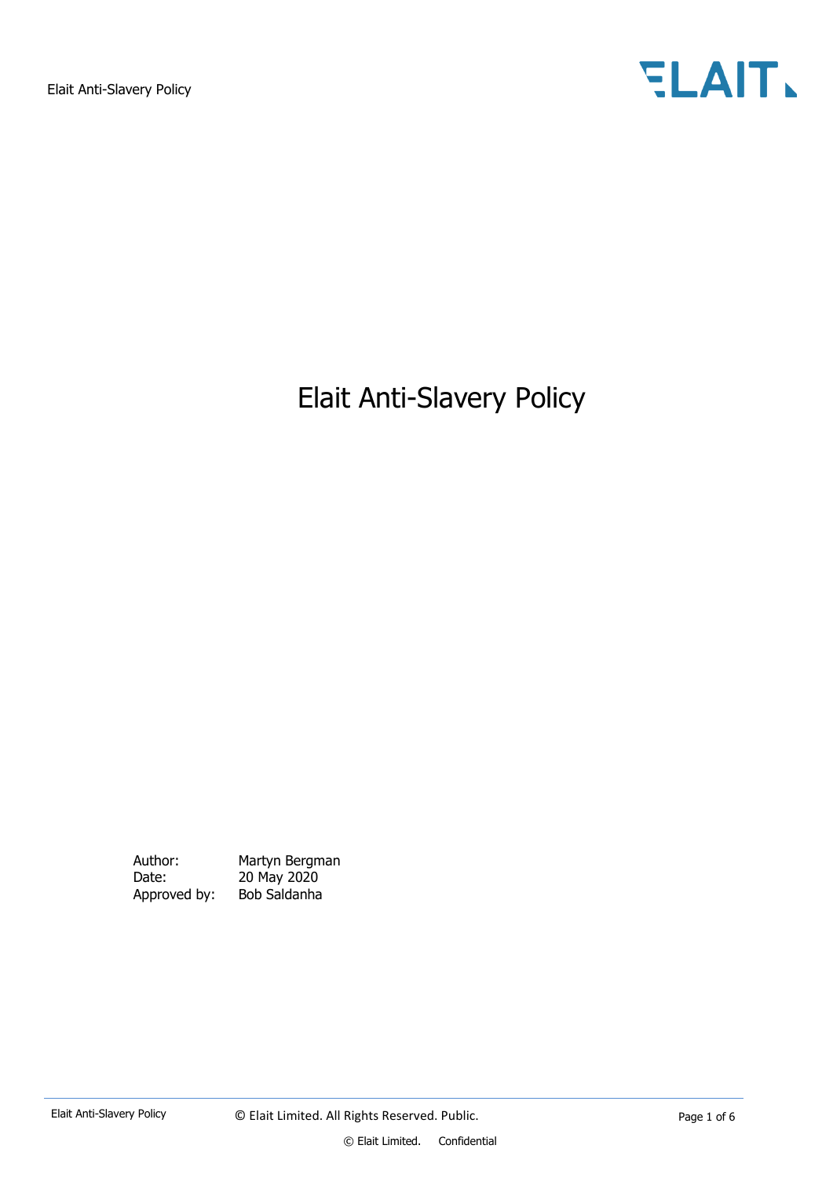# Elait Anti-Slavery Policy

Author: Martyn Bergman
Date: 20 May 2020
Approved by: Bob Saldanha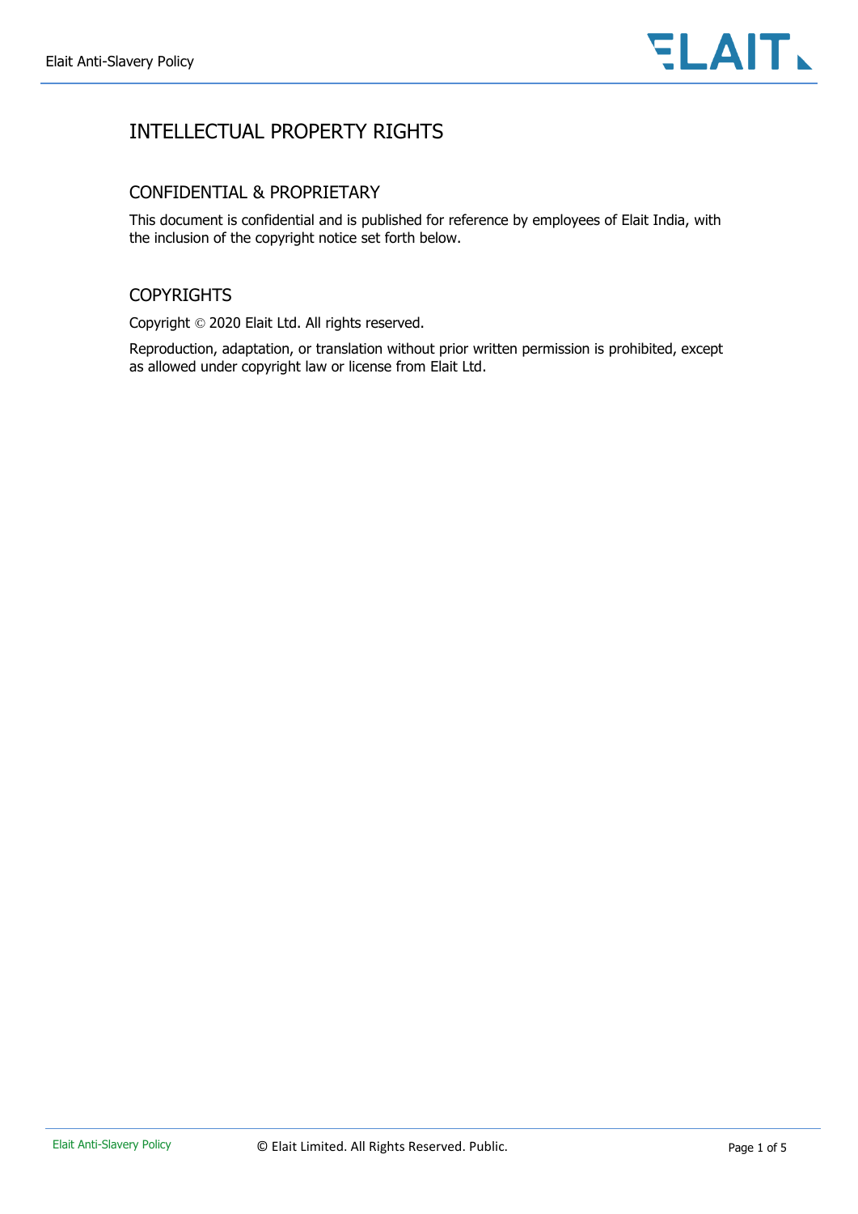# INTELLECTUAL PROPERTY RIGHTS

## CONFIDENTIAL & PROPRIETARY

This document is confidential and is published for reference by employees of Elait India, with the inclusion of the copyright notice set forth below.

## COPYRIGHTS

Copyright © 2020 Elait Ltd. All rights reserved.

Reproduction, adaptation, or translation without prior written permission is prohibited, except as allowed under copyright law or license from Elait Ltd.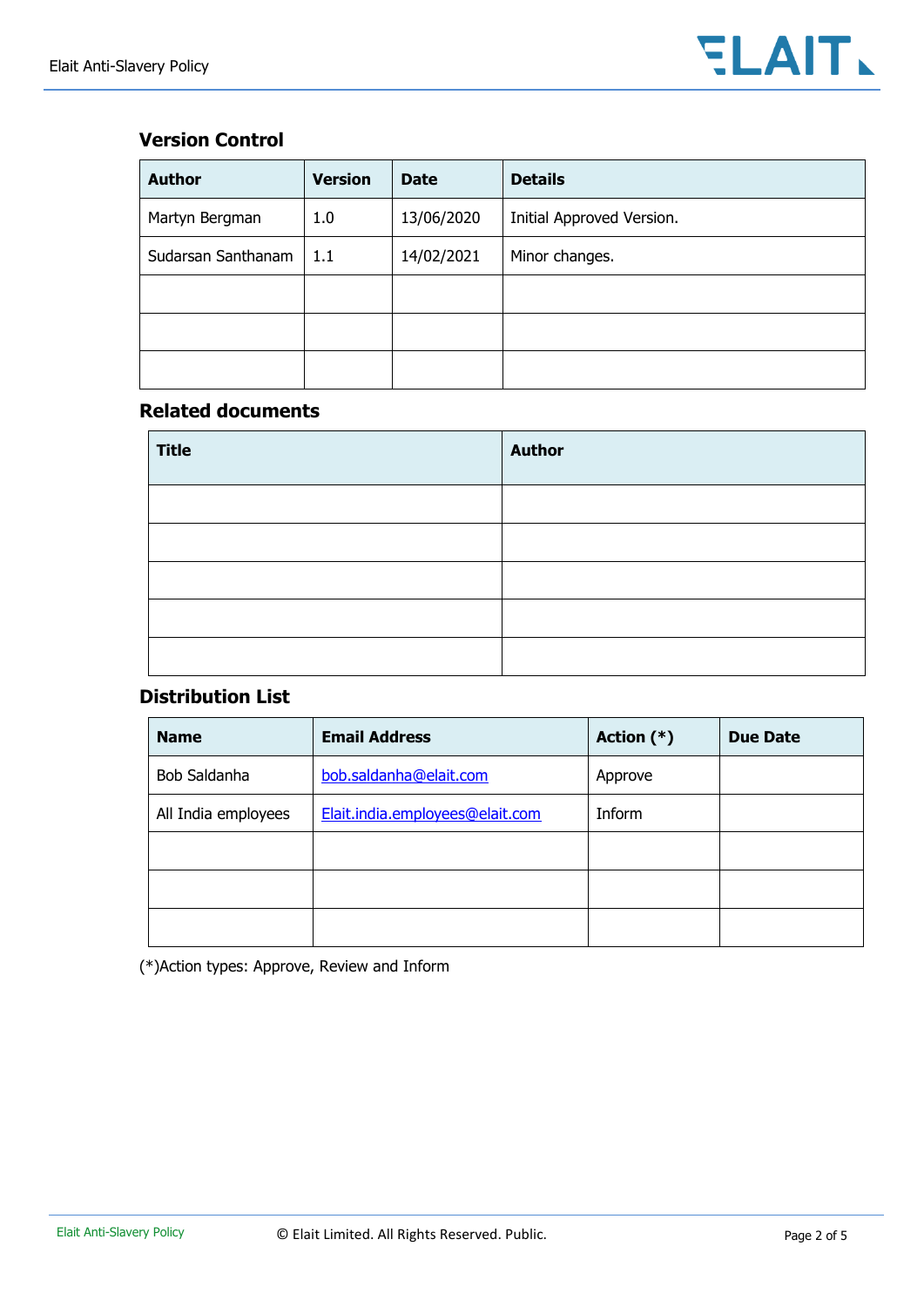## Version Control

| Author | Version | Date | Details |
|---|---|---|---|
| Martyn Bergman | 1.0 | 13/06/2020 | Initial Approved Version. |
| Sudarsan Santhanam | 1.1 | 14/02/2021 | Minor changes. |
| | | | |
| | | | |
| | | | |

## Related documents

| Title | Author |
|---|---|
| | |
| | |
| | |
| | |
| | |

## Distribution List

| Name | Email Address | Action (*) | Due Date |
|---|---|---|---|
| Bob Saldanha | bob.saldanha@elait.com | Approve | |
| All India employees | Elait.india.employees@elait.com | Inform | |
| | | | |
| | | | |
| | | | |

(*)Action types: Approve, Review and Inform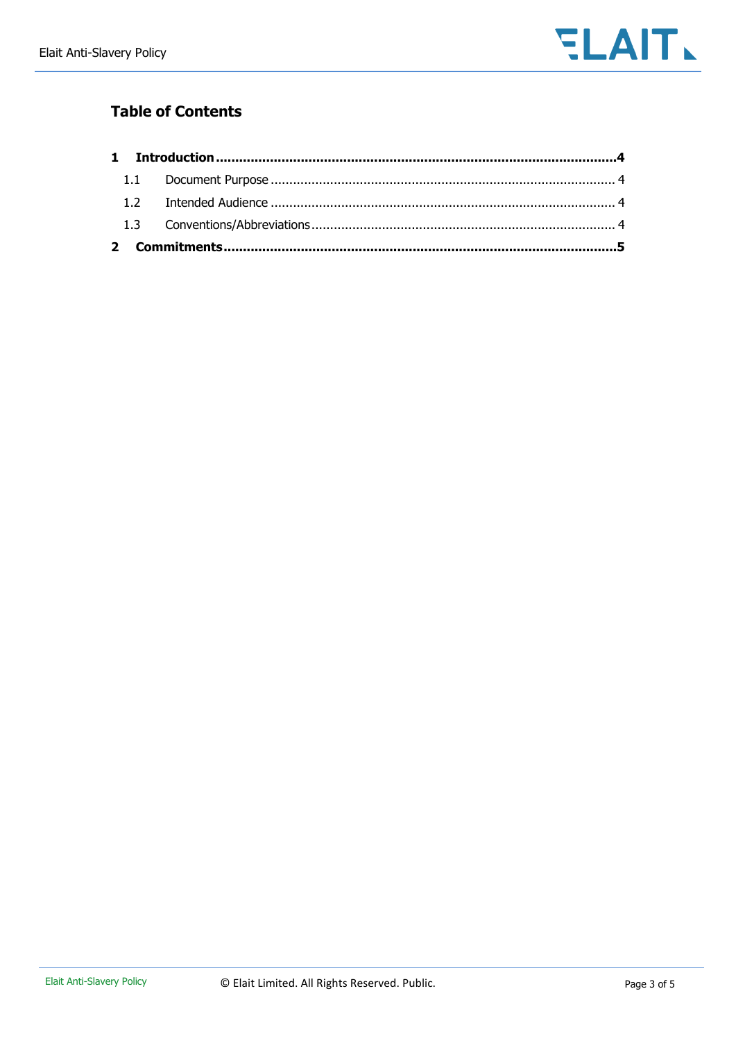## Table of Contents

| | | |
|---|---|---|
| **1** | **Introduction** | **4** |
| 1.1 | Document Purpose | 4 |
| 1.2 | Intended Audience | 4 |
| 1.3 | Conventions/Abbreviations | 4 |
| **2** | **Commitments** | **5** |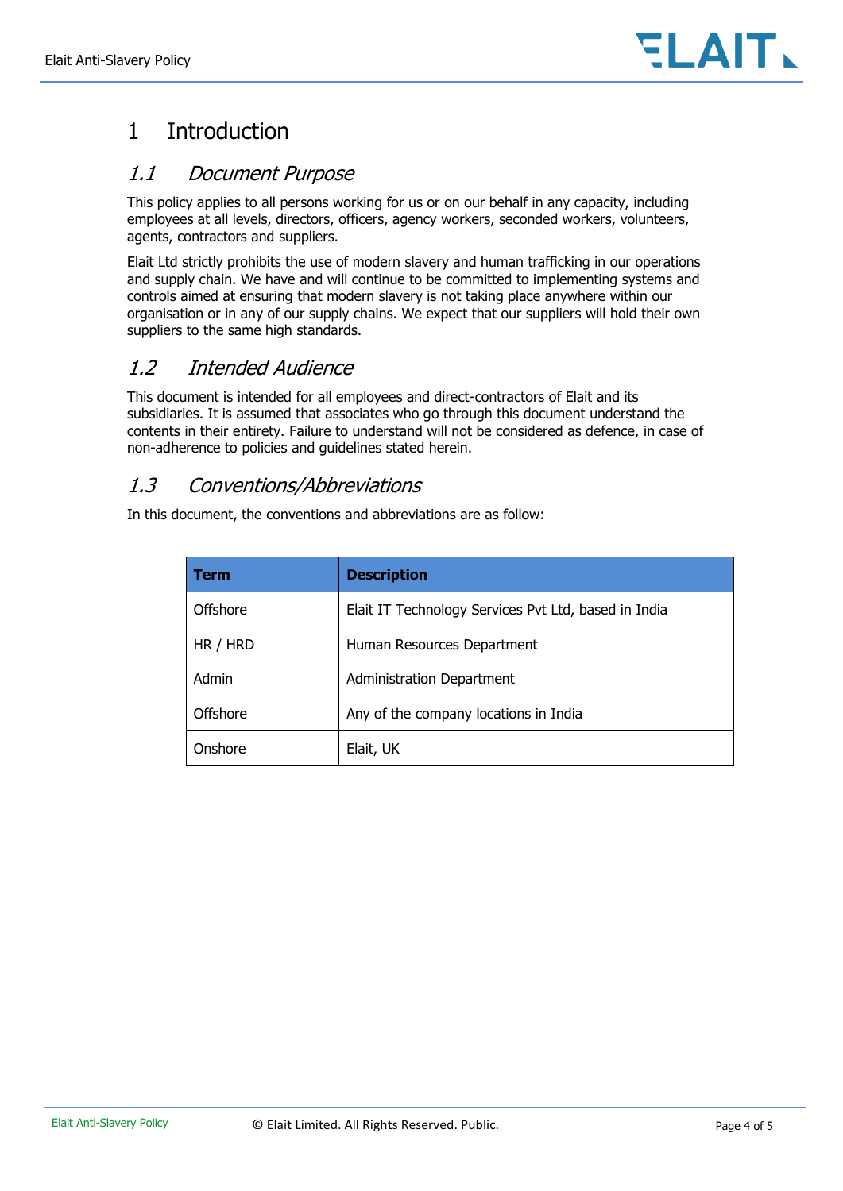# 1 Introduction

## 1.1 Document Purpose

This policy applies to all persons working for us or on our behalf in any capacity, including employees at all levels, directors, officers, agency workers, seconded workers, volunteers, agents, contractors and suppliers.

Elait Ltd strictly prohibits the use of modern slavery and human trafficking in our operations and supply chain. We have and will continue to be committed to implementing systems and controls aimed at ensuring that modern slavery is not taking place anywhere within our organisation or in any of our supply chains. We expect that our suppliers will hold their own suppliers to the same high standards.

## 1.2 Intended Audience

This document is intended for all employees and direct-contractors of Elait and its subsidiaries. It is assumed that associates who go through this document understand the contents in their entirety. Failure to understand will not be considered as defence, in case of non-adherence to policies and guidelines stated herein.

## 1.3 Conventions/Abbreviations

In this document, the conventions and abbreviations are as follow:

| Term | Description |
|---|---|
| Offshore | Elait IT Technology Services Pvt Ltd, based in India |
| HR / HRD | Human Resources Department |
| Admin | Administration Department |
| Offshore | Any of the company locations in India |
| Onshore | Elait, UK |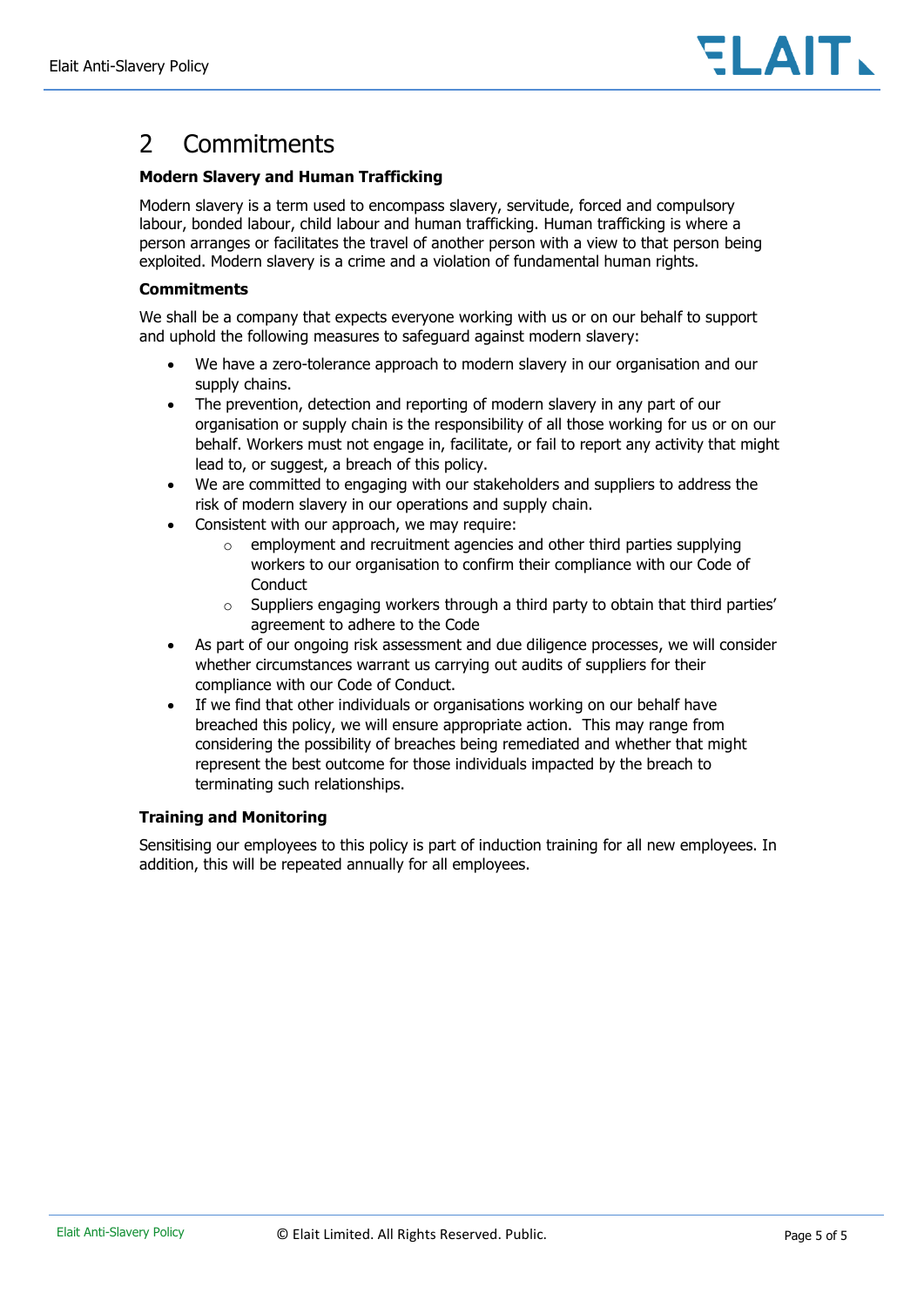# 2 Commitments

**Modern Slavery and Human Trafficking**

Modern slavery is a term used to encompass slavery, servitude, forced and compulsory labour, bonded labour, child labour and human trafficking. Human trafficking is where a person arranges or facilitates the travel of another person with a view to that person being exploited. Modern slavery is a crime and a violation of fundamental human rights.

**Commitments**

We shall be a company that expects everyone working with us or on our behalf to support and uphold the following measures to safeguard against modern slavery:

- We have a zero-tolerance approach to modern slavery in our organisation and our supply chains.
- The prevention, detection and reporting of modern slavery in any part of our organisation or supply chain is the responsibility of all those working for us or on our behalf. Workers must not engage in, facilitate, or fail to report any activity that might lead to, or suggest, a breach of this policy.
- We are committed to engaging with our stakeholders and suppliers to address the risk of modern slavery in our operations and supply chain.
- Consistent with our approach, we may require:
  - employment and recruitment agencies and other third parties supplying workers to our organisation to confirm their compliance with our Code of Conduct
  - Suppliers engaging workers through a third party to obtain that third parties' agreement to adhere to the Code
- As part of our ongoing risk assessment and due diligence processes, we will consider whether circumstances warrant us carrying out audits of suppliers for their compliance with our Code of Conduct.
- If we find that other individuals or organisations working on our behalf have breached this policy, we will ensure appropriate action. This may range from considering the possibility of breaches being remediated and whether that might represent the best outcome for those individuals impacted by the breach to terminating such relationships.

**Training and Monitoring**

Sensitising our employees to this policy is part of induction training for all new employees. In addition, this will be repeated annually for all employees.